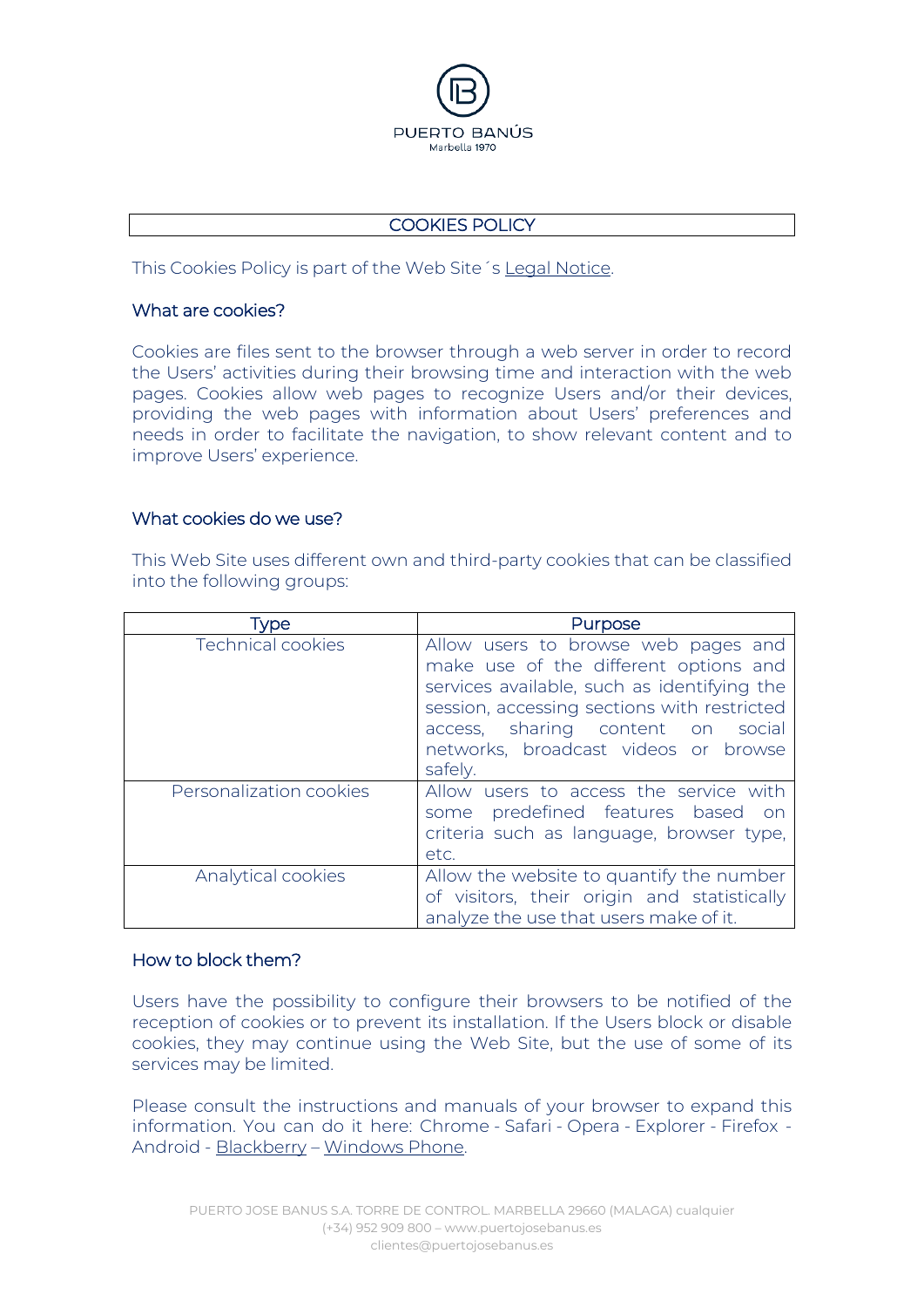PUERTO BANÚS

Marbella 1970

# COOKIES POLICY

This Cookies Policy is part of the Web Site´s Legal Notice.

## What are cookies?

Cookies are files sent to the browser through a web server in order to record the Users' activities during their browsing time and interaction with the web pages. Cookies allow web pages to recognize Users and/or their devices, providing the web pages with information about Users' preferences and needs in order to facilitate the navigation, to show relevant content and to improve Users' experience.

## What cookies do we use?

This Web Site uses different own and third-party cookies that can be classified into the following groups:

| Type | Purpose |
|---|---|
| Technical cookies | Allow users to browse web pages and make use of the different options and services available, such as identifying the session, accessing sections with restricted access, sharing content on social networks, broadcast videos or browse safely. |
| Personalization cookies | Allow users to access the service with some predefined features based on criteria such as language, browser type, etc. |
| Analytical cookies | Allow the website to quantify the number of visitors, their origin and statistically analyze the use that users make of it. |

## How to block them?

Users have the possibility to configure their browsers to be notified of the reception of cookies or to prevent its installation. If the Users block or disable cookies, they may continue using the Web Site, but the use of some of its services may be limited.

Please consult the instructions and manuals of your browser to expand this information. You can do it here: Chrome - Safari - Opera - Explorer - Firefox - Android - Blackberry – Windows Phone.

PUERTO JOSE BANUS S.A. TORRE DE CONTROL. MARBELLA 29660 (MALAGA) cualquier (+34) 952 909 800 – www.puertojosebanus.es clientes@puertojosebanus.es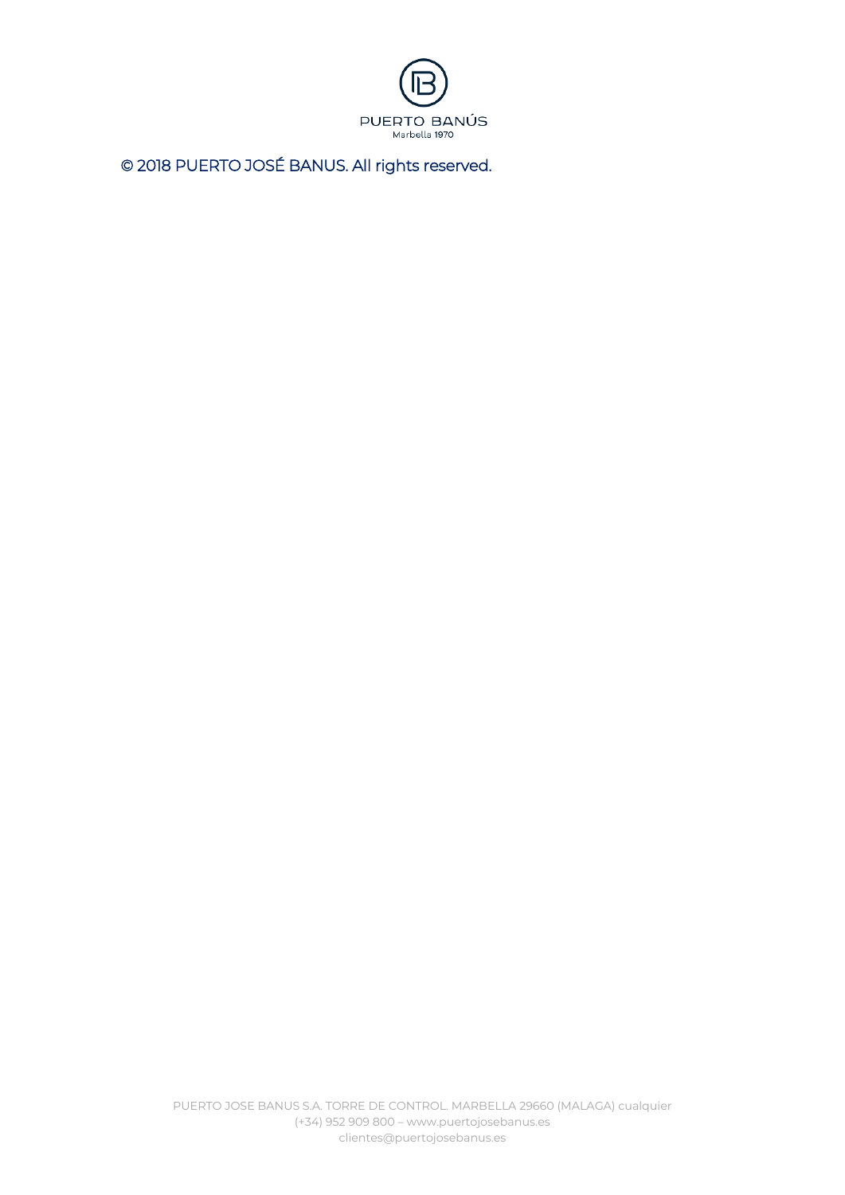© 2018 PUERTO JOSÉ BANUS. All rights reserved.